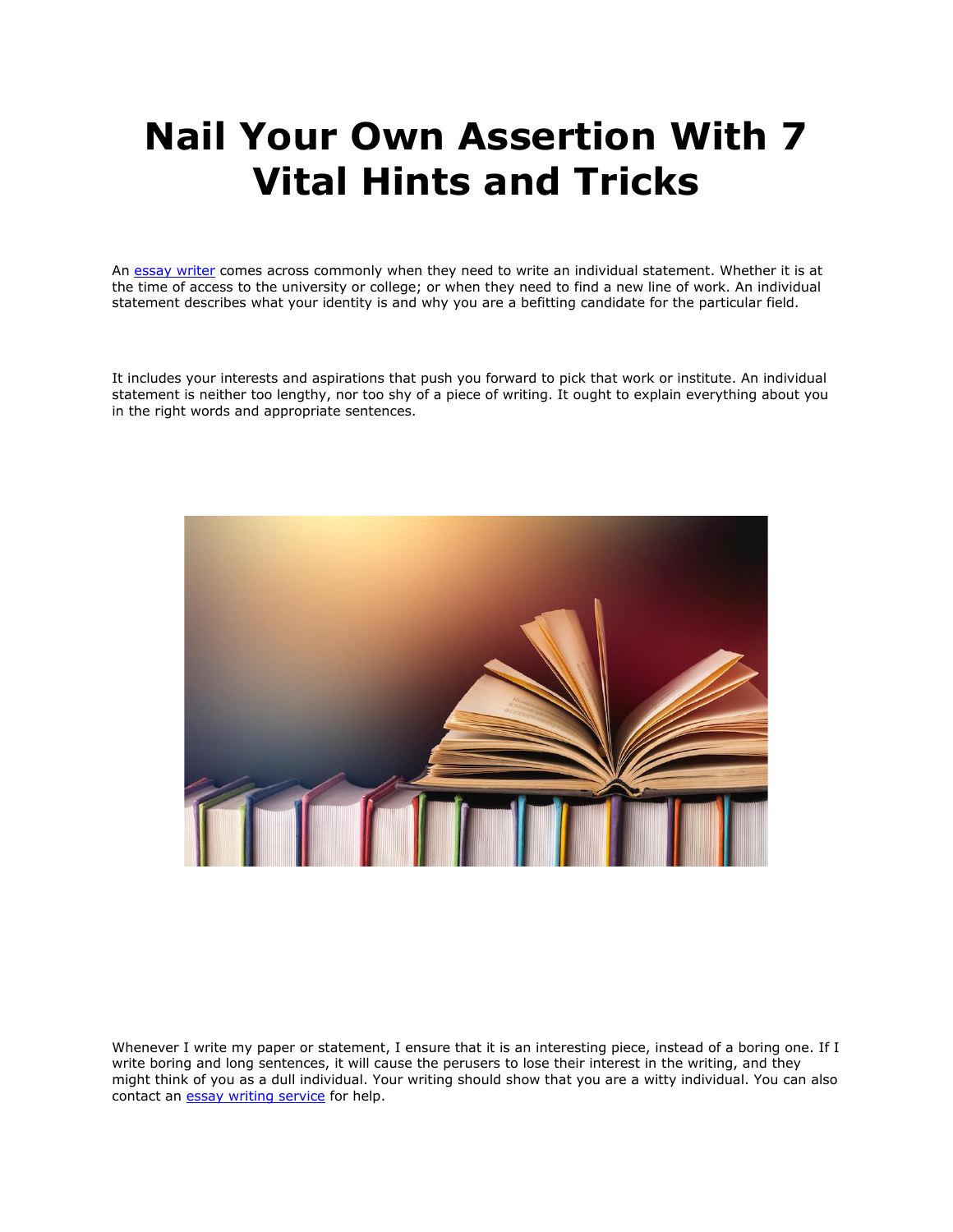# Nail Your Own Assertion With 7 Vital Hints and Tricks

An essay writer comes across commonly when they need to write an individual statement. Whether it is at the time of access to the university or college; or when they need to find a new line of work. An individual statement describes what your identity is and why you are a befitting candidate for the particular field.

It includes your interests and aspirations that push you forward to pick that work or institute. An individual statement is neither too lengthy, nor too shy of a piece of writing. It ought to explain everything about you in the right words and appropriate sentences.

Whenever I write my paper or statement, I ensure that it is an interesting piece, instead of a boring one. If I write boring and long sentences, it will cause the perusers to lose their interest in the writing, and they might think of you as a dull individual. Your writing should show that you are a witty individual. You can also contact an essay writing service for help.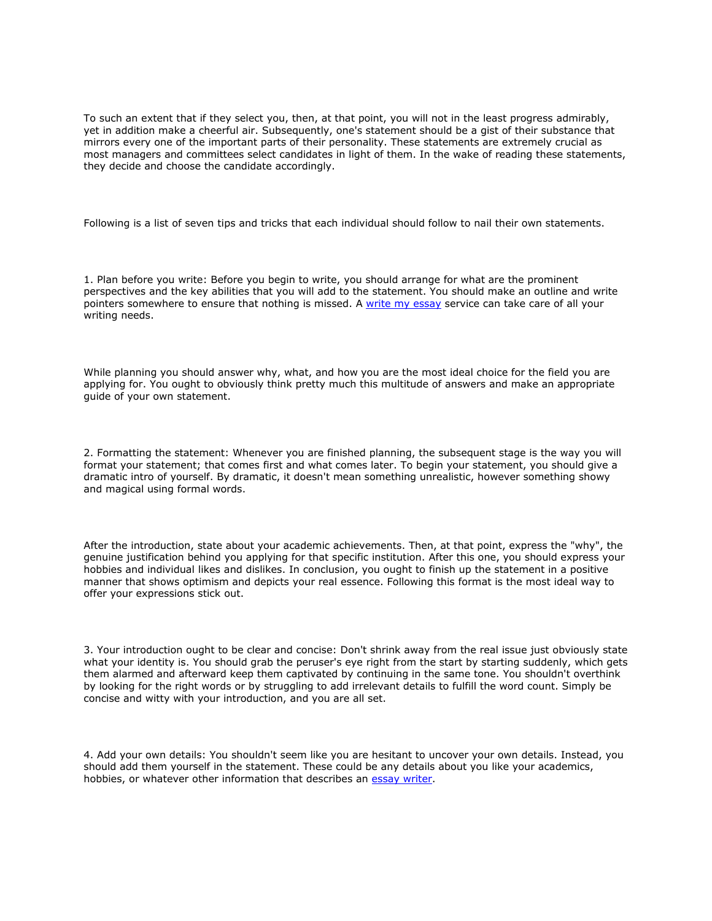To such an extent that if they select you, then, at that point, you will not in the least progress admirably, yet in addition make a cheerful air. Subsequently, one's statement should be a gist of their substance that mirrors every one of the important parts of their personality. These statements are extremely crucial as most managers and committees select candidates in light of them. In the wake of reading these statements, they decide and choose the candidate accordingly.

Following is a list of seven tips and tricks that each individual should follow to nail their own statements.

1. Plan before you write: Before you begin to write, you should arrange for what are the prominent perspectives and the key abilities that you will add to the statement. You should make an outline and write pointers somewhere to ensure that nothing is missed. A [write my essay] service can take care of all your writing needs.

While planning you should answer why, what, and how you are the most ideal choice for the field you are applying for. You ought to obviously think pretty much this multitude of answers and make an appropriate guide of your own statement.

2. Formatting the statement: Whenever you are finished planning, the subsequent stage is the way you will format your statement; that comes first and what comes later. To begin your statement, you should give a dramatic intro of yourself. By dramatic, it doesn't mean something unrealistic, however something showy and magical using formal words.

After the introduction, state about your academic achievements. Then, at that point, express the "why", the genuine justification behind you applying for that specific institution. After this one, you should express your hobbies and individual likes and dislikes. In conclusion, you ought to finish up the statement in a positive manner that shows optimism and depicts your real essence. Following this format is the most ideal way to offer your expressions stick out.

3. Your introduction ought to be clear and concise: Don't shrink away from the real issue just obviously state what your identity is. You should grab the peruser's eye right from the start by starting suddenly, which gets them alarmed and afterward keep them captivated by continuing in the same tone. You shouldn't overthink by looking for the right words or by struggling to add irrelevant details to fulfill the word count. Simply be concise and witty with your introduction, and you are all set.

4. Add your own details: You shouldn't seem like you are hesitant to uncover your own details. Instead, you should add them yourself in the statement. These could be any details about you like your academics, hobbies, or whatever other information that describes an [essay writer].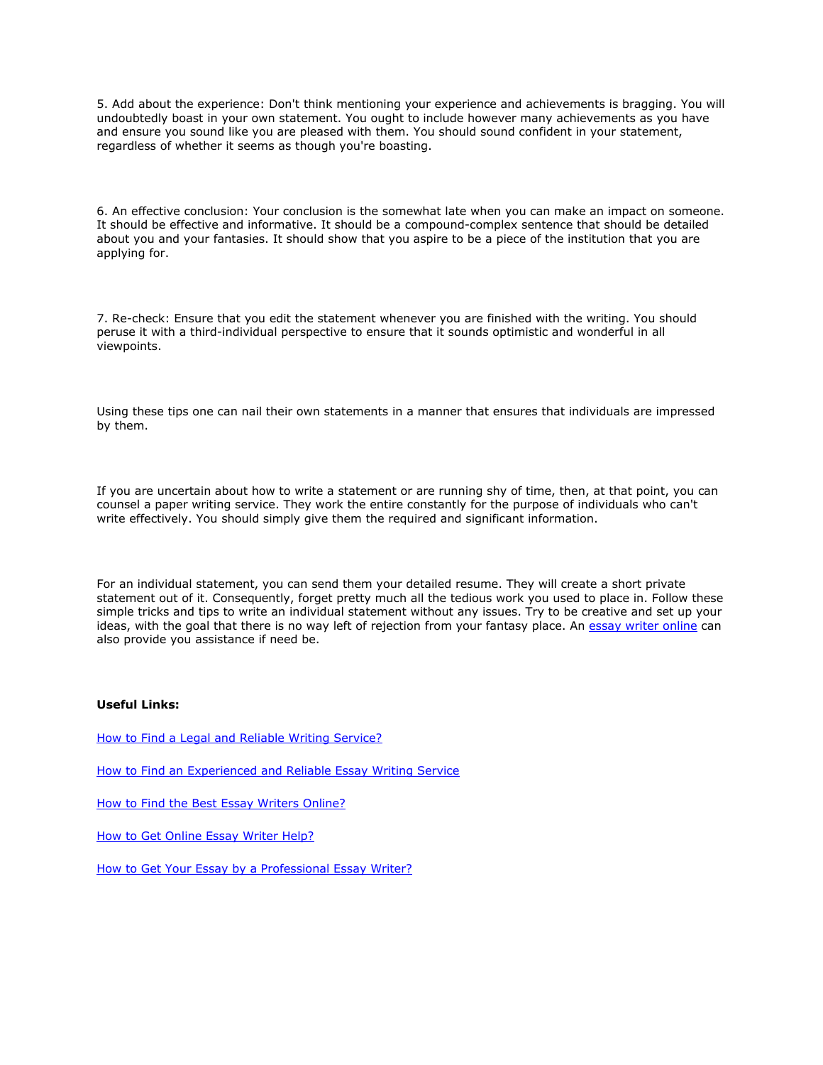5. Add about the experience: Don't think mentioning your experience and achievements is bragging. You will undoubtedly boast in your own statement. You ought to include however many achievements as you have and ensure you sound like you are pleased with them. You should sound confident in your statement, regardless of whether it seems as though you're boasting.

6. An effective conclusion: Your conclusion is the somewhat late when you can make an impact on someone. It should be effective and informative. It should be a compound-complex sentence that should be detailed about you and your fantasies. It should show that you aspire to be a piece of the institution that you are applying for.

7. Re-check: Ensure that you edit the statement whenever you are finished with the writing. You should peruse it with a third-individual perspective to ensure that it sounds optimistic and wonderful in all viewpoints.

Using these tips one can nail their own statements in a manner that ensures that individuals are impressed by them.

If you are uncertain about how to write a statement or are running shy of time, then, at that point, you can counsel a paper writing service. They work the entire constantly for the purpose of individuals who can't write effectively. You should simply give them the required and significant information.

For an individual statement, you can send them your detailed resume. They will create a short private statement out of it. Consequently, forget pretty much all the tedious work you used to place in. Follow these simple tricks and tips to write an individual statement without any issues. Try to be creative and set up your ideas, with the goal that there is no way left of rejection from your fantasy place. An essay writer online can also provide you assistance if need be.

**Useful Links:**

How to Find a Legal and Reliable Writing Service?

How to Find an Experienced and Reliable Essay Writing Service

How to Find the Best Essay Writers Online?

How to Get Online Essay Writer Help?

How to Get Your Essay by a Professional Essay Writer?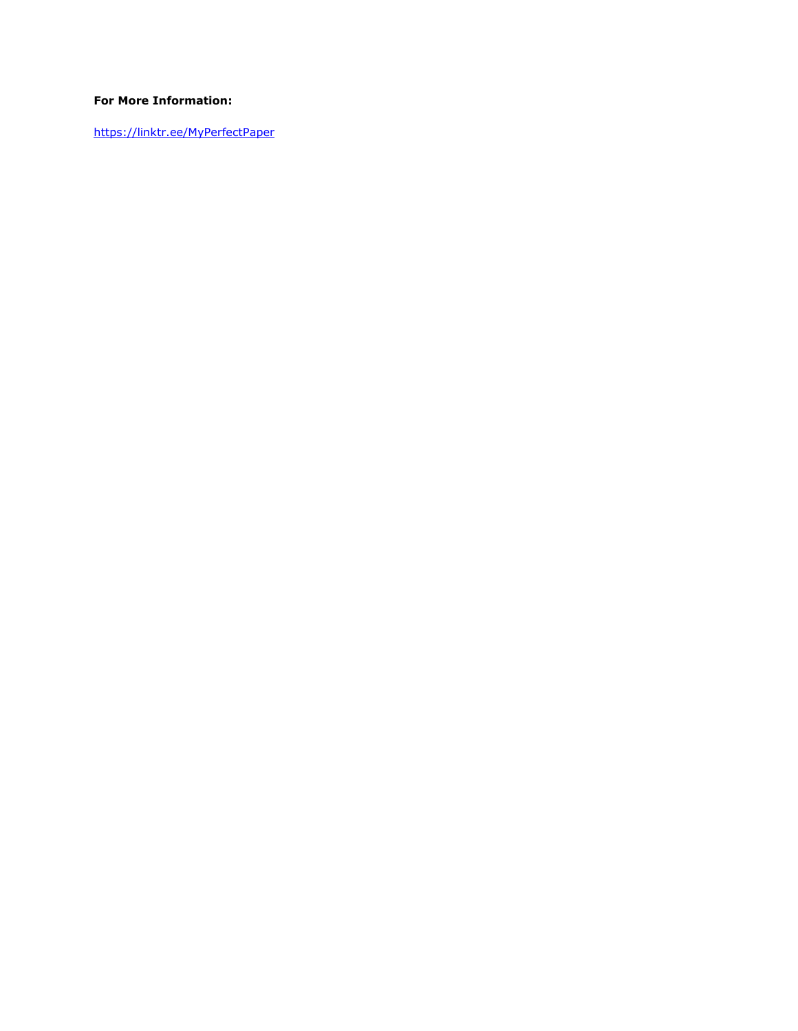**For More Information:**

https://linktr.ee/MyPerfectPaper